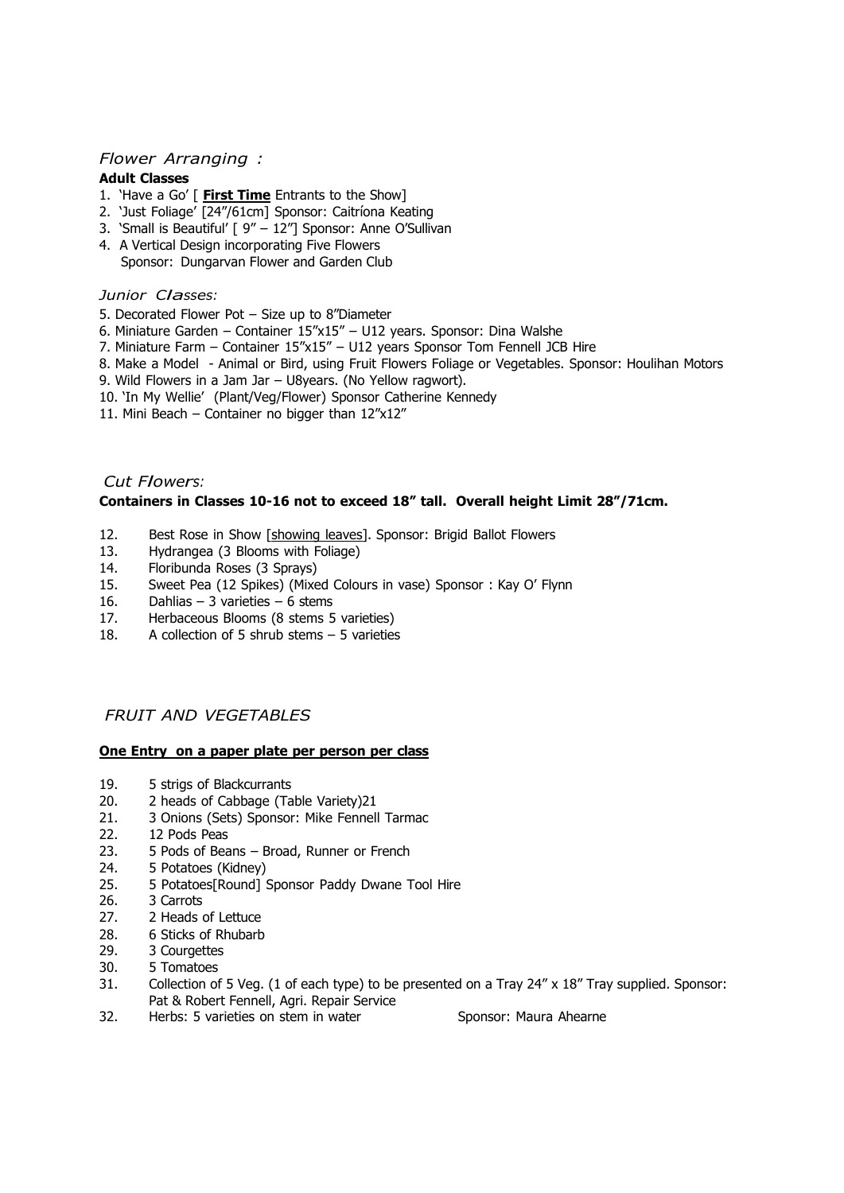## *Flower Arranging :*

**Adult Classes**

1. 'Have a Go' [ **First Time** Entrants to the Show]
2. 'Just Foliage' [24"/61cm] Sponsor: Caitríona Keating
3. 'Small is Beautiful' [ 9" – 12"] Sponsor: Anne O'Sullivan
4. A Vertical Design incorporating Five Flowers
   Sponsor: Dungarvan Flower and Garden Club

*Junior Classes:*

5. Decorated Flower Pot – Size up to 8"Diameter
6. Miniature Garden – Container 15"x15" – U12 years. Sponsor: Dina Walshe
7. Miniature Farm – Container 15"x15" – U12 years Sponsor Tom Fennell JCB Hire
8. Make a Model - Animal or Bird, using Fruit Flowers Foliage or Vegetables. Sponsor: Houlihan Motors
9. Wild Flowers in a Jam Jar – U8years. (No Yellow ragwort).
10. 'In My Wellie' (Plant/Veg/Flower) Sponsor Catherine Kennedy
11. Mini Beach – Container no bigger than 12"x12"

## *Cut Flowers:*

**Containers in Classes 10-16 not to exceed 18" tall. Overall height Limit 28"/71cm.**

12. Best Rose in Show [showing leaves]. Sponsor: Brigid Ballot Flowers
13. Hydrangea (3 Blooms with Foliage)
14. Floribunda Roses (3 Sprays)
15. Sweet Pea (12 Spikes) (Mixed Colours in vase) Sponsor : Kay O' Flynn
16. Dahlias – 3 varieties – 6 stems
17. Herbaceous Blooms (8 stems 5 varieties)
18. A collection of 5 shrub stems – 5 varieties

## *FRUIT AND VEGETABLES*

**One Entry on a paper plate per person per class**

19. 5 strigs of Blackcurrants
20. 2 heads of Cabbage (Table Variety)21
21. 3 Onions (Sets) Sponsor: Mike Fennell Tarmac
22. 12 Pods Peas
23. 5 Pods of Beans – Broad, Runner or French
24. 5 Potatoes (Kidney)
25. 5 Potatoes[Round] Sponsor Paddy Dwane Tool Hire
26. 3 Carrots
27. 2 Heads of Lettuce
28. 6 Sticks of Rhubarb
29. 3 Courgettes
30. 5 Tomatoes
31. Collection of 5 Veg. (1 of each type) to be presented on a Tray 24" x 18" Tray supplied. Sponsor: Pat & Robert Fennell, Agri. Repair Service
32. Herbs: 5 varieties on stem in water Sponsor: Maura Ahearne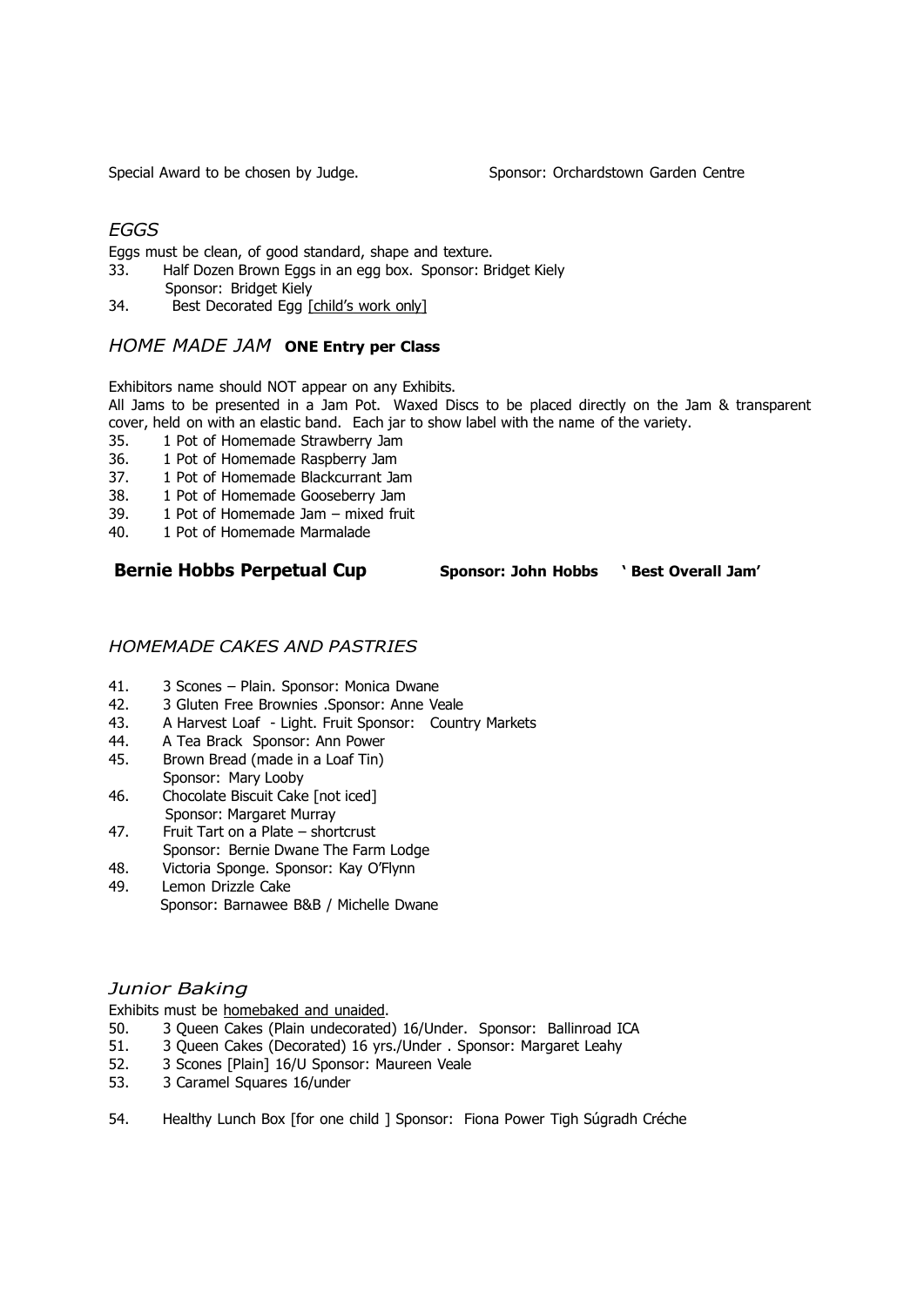Special Award to be chosen by Judge. Sponsor: Orchardstown Garden Centre

## *EGGS*

Eggs must be clean, of good standard, shape and texture.

33. Half Dozen Brown Eggs in an egg box. Sponsor: Bridget Kiely
    Sponsor: Bridget Kiely
34. Best Decorated Egg [child's work only]

## *HOME MADE JAM* **ONE Entry per Class**

Exhibitors name should NOT appear on any Exhibits.

All Jams to be presented in a Jam Pot. Waxed Discs to be placed directly on the Jam & transparent cover, held on with an elastic band. Each jar to show label with the name of the variety.

35. 1 Pot of Homemade Strawberry Jam
36. 1 Pot of Homemade Raspberry Jam
37. 1 Pot of Homemade Blackcurrant Jam
38. 1 Pot of Homemade Gooseberry Jam
39. 1 Pot of Homemade Jam – mixed fruit
40. 1 Pot of Homemade Marmalade

**Bernie Hobbs Perpetual Cup** **Sponsor: John Hobbs ' Best Overall Jam'**

## *HOMEMADE CAKES AND PASTRIES*

41. 3 Scones – Plain. Sponsor: Monica Dwane
42. 3 Gluten Free Brownies .Sponsor: Anne Veale
43. A Harvest Loaf - Light. Fruit Sponsor: Country Markets
44. A Tea Brack Sponsor: Ann Power
45. Brown Bread (made in a Loaf Tin)
    Sponsor: Mary Looby
46. Chocolate Biscuit Cake [not iced]
    Sponsor: Margaret Murray
47. Fruit Tart on a Plate – shortcrust
    Sponsor: Bernie Dwane The Farm Lodge
48. Victoria Sponge. Sponsor: Kay O'Flynn
49. Lemon Drizzle Cake
    Sponsor: Barnawee B&B / Michelle Dwane

## *Junior Baking*

Exhibits must be homebaked and unaided.

50. 3 Queen Cakes (Plain undecorated) 16/Under. Sponsor: Ballinroad ICA
51. 3 Queen Cakes (Decorated) 16 yrs./Under . Sponsor: Margaret Leahy
52. 3 Scones [Plain] 16/U Sponsor: Maureen Veale
53. 3 Caramel Squares 16/under
54. Healthy Lunch Box [for one child ] Sponsor: Fiona Power Tigh Súgradh Créche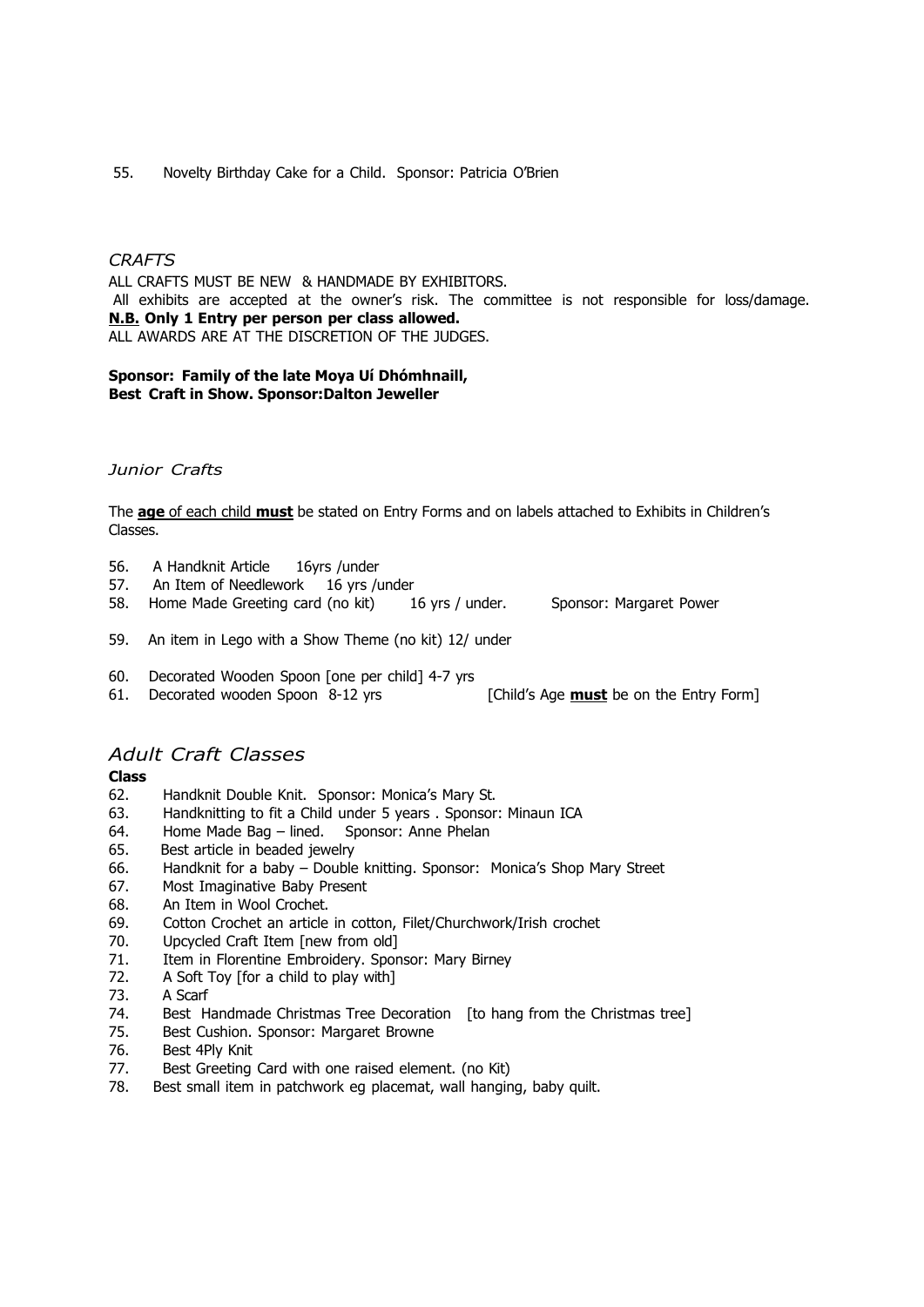55. Novelty Birthday Cake for a Child. Sponsor: Patricia O'Brien

### *CRAFTS*

ALL CRAFTS MUST BE NEW & HANDMADE BY EXHIBITORS.
All exhibits are accepted at the owner's risk. The committee is not responsible for loss/damage.
**N.B. Only 1 Entry per person per class allowed.**
ALL AWARDS ARE AT THE DISCRETION OF THE JUDGES.

**Sponsor: Family of the late Moya Uí Dhómhnaill,**
**Best Craft in Show. Sponsor:Dalton Jeweller**

#### *Junior Crafts*

The **age** of each child **must** be stated on Entry Forms and on labels attached to Exhibits in Children's Classes.

56. A Handknit Article 16yrs /under
57. An Item of Needlework 16 yrs /under
58. Home Made Greeting card (no kit) 16 yrs / under. Sponsor: Margaret Power

59. An item in Lego with a Show Theme (no kit) 12/ under

60. Decorated Wooden Spoon [one per child] 4-7 yrs
61. Decorated wooden Spoon 8-12 yrs [Child's Age **must** be on the Entry Form]

## *Adult Craft Classes*

**Class**

62. Handknit Double Knit. Sponsor: Monica's Mary St.
63. Handknitting to fit a Child under 5 years . Sponsor: Minaun ICA
64. Home Made Bag – lined. Sponsor: Anne Phelan
65. Best article in beaded jewelry
66. Handknit for a baby – Double knitting. Sponsor: Monica's Shop Mary Street
67. Most Imaginative Baby Present
68. An Item in Wool Crochet.
69. Cotton Crochet an article in cotton, Filet/Churchwork/Irish crochet
70. Upcycled Craft Item [new from old]
71. Item in Florentine Embroidery. Sponsor: Mary Birney
72. A Soft Toy [for a child to play with]
73. A Scarf
74. Best Handmade Christmas Tree Decoration [to hang from the Christmas tree]
75. Best Cushion. Sponsor: Margaret Browne
76. Best 4Ply Knit
77. Best Greeting Card with one raised element. (no Kit)
78. Best small item in patchwork eg placemat, wall hanging, baby quilt.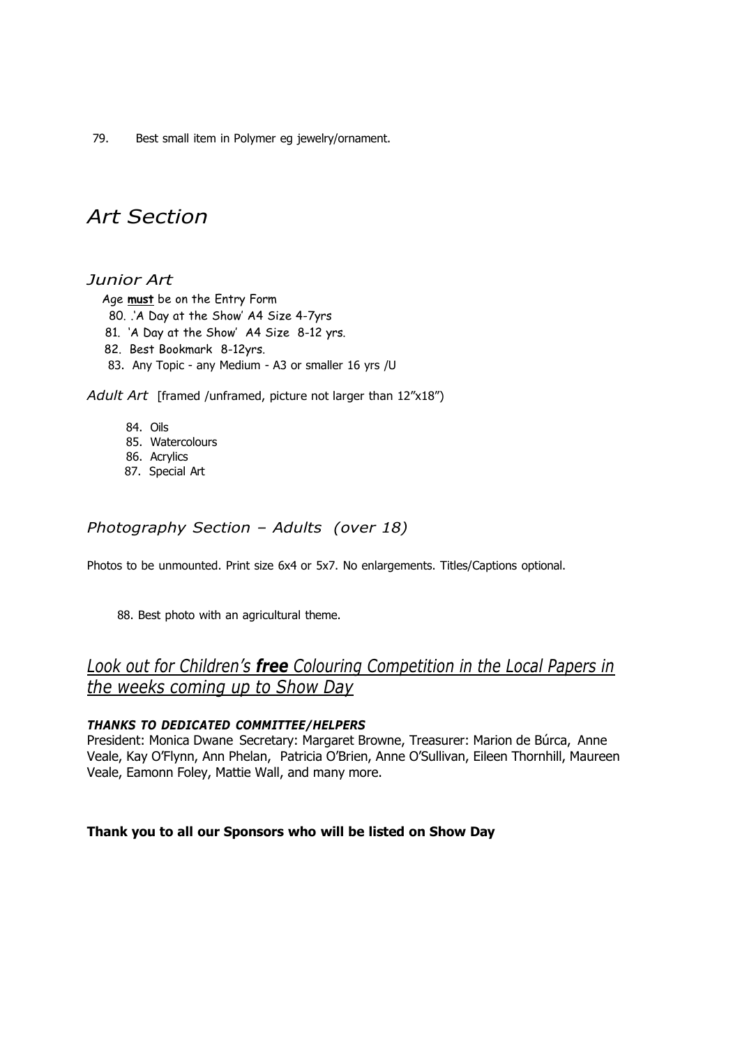79. Best small item in Polymer eg jewelry/ornament.

# *Art Section*

## *Junior Art*

Age **must** be on the Entry Form

80. .'A Day at the Show' A4 Size 4-7yrs
81. 'A Day at the Show' A4 Size 8-12 yrs.
82. Best Bookmark 8-12yrs.
83. Any Topic - any Medium - A3 or smaller 16 yrs /U

*Adult Art* [framed /unframed, picture not larger than 12"x18")

84. Oils
85. Watercolours
86. Acrylics
87. Special Art

## *Photography Section – Adults (over 18)*

Photos to be unmounted. Print size 6x4 or 5x7. No enlargements. Titles/Captions optional.

88. Best photo with an agricultural theme.

## *Look out for Children's **free** Colouring Competition in the Local Papers in the weeks coming up to Show Day*

***THANKS TO DEDICATED COMMITTEE/HELPERS***

President: Monica Dwane Secretary: Margaret Browne, Treasurer: Marion de Búrca, Anne Veale, Kay O'Flynn, Ann Phelan, Patricia O'Brien, Anne O'Sullivan, Eileen Thornhill, Maureen Veale, Eamonn Foley, Mattie Wall, and many more.

**Thank you to all our Sponsors who will be listed on Show Day**